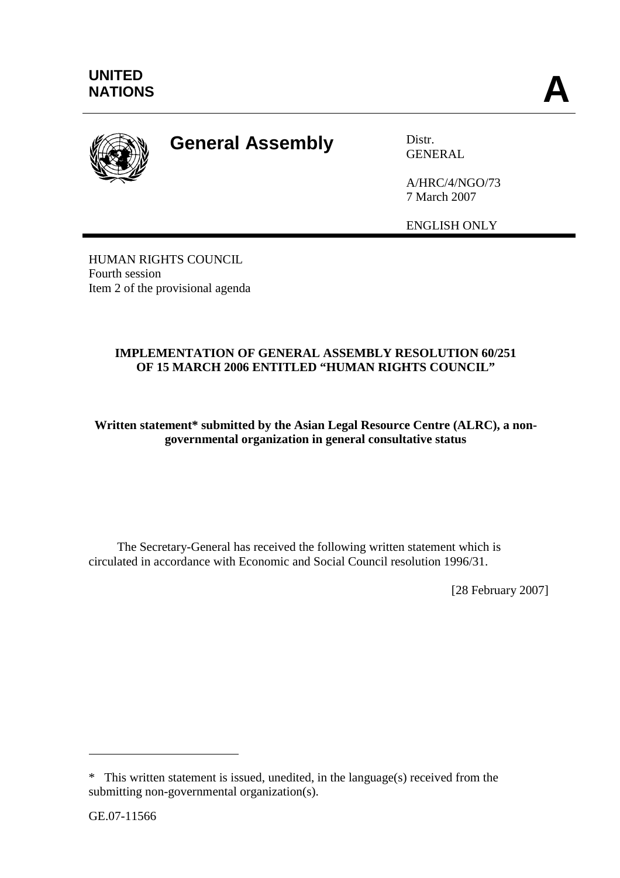UNITED NATIONS

# A

## General Assembly

Distr.
GENERAL

A/HRC/4/NGO/73
7 March 2007

ENGLISH ONLY

HUMAN RIGHTS COUNCIL
Fourth session
Item 2 of the provisional agenda

**IMPLEMENTATION OF GENERAL ASSEMBLY RESOLUTION 60/251 OF 15 MARCH 2006 ENTITLED "HUMAN RIGHTS COUNCIL"**

**Written statement* submitted by the Asian Legal Resource Centre (ALRC), a non-governmental organization in general consultative status**

The Secretary-General has received the following written statement which is circulated in accordance with Economic and Social Council resolution 1996/31.

[28 February 2007]

---

* This written statement is issued, unedited, in the language(s) received from the submitting non-governmental organization(s).

GE.07-11566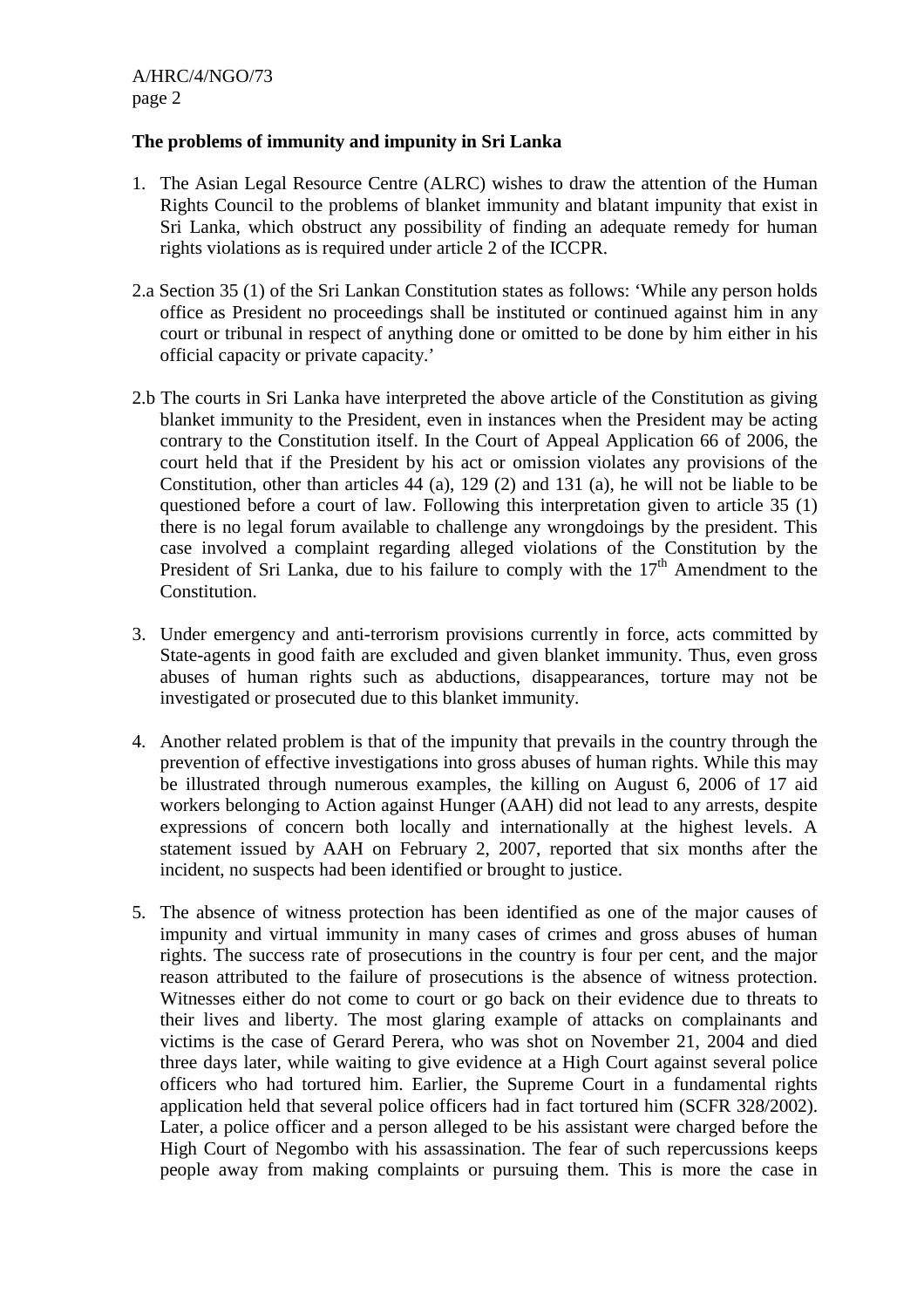**The problems of immunity and impunity in Sri Lanka**

1. The Asian Legal Resource Centre (ALRC) wishes to draw the attention of the Human Rights Council to the problems of blanket immunity and blatant impunity that exist in Sri Lanka, which obstruct any possibility of finding an adequate remedy for human rights violations as is required under article 2 of the ICCPR.

2.a Section 35 (1) of the Sri Lankan Constitution states as follows: 'While any person holds office as President no proceedings shall be instituted or continued against him in any court or tribunal in respect of anything done or omitted to be done by him either in his official capacity or private capacity.'

2.b The courts in Sri Lanka have interpreted the above article of the Constitution as giving blanket immunity to the President, even in instances when the President may be acting contrary to the Constitution itself. In the Court of Appeal Application 66 of 2006, the court held that if the President by his act or omission violates any provisions of the Constitution, other than articles 44 (a), 129 (2) and 131 (a), he will not be liable to be questioned before a court of law. Following this interpretation given to article 35 (1) there is no legal forum available to challenge any wrongdoings by the president. This case involved a complaint regarding alleged violations of the Constitution by the President of Sri Lanka, due to his failure to comply with the 17th Amendment to the Constitution.

3. Under emergency and anti-terrorism provisions currently in force, acts committed by State-agents in good faith are excluded and given blanket immunity. Thus, even gross abuses of human rights such as abductions, disappearances, torture may not be investigated or prosecuted due to this blanket immunity.

4. Another related problem is that of the impunity that prevails in the country through the prevention of effective investigations into gross abuses of human rights. While this may be illustrated through numerous examples, the killing on August 6, 2006 of 17 aid workers belonging to Action against Hunger (AAH) did not lead to any arrests, despite expressions of concern both locally and internationally at the highest levels. A statement issued by AAH on February 2, 2007, reported that six months after the incident, no suspects had been identified or brought to justice.

5. The absence of witness protection has been identified as one of the major causes of impunity and virtual immunity in many cases of crimes and gross abuses of human rights. The success rate of prosecutions in the country is four per cent, and the major reason attributed to the failure of prosecutions is the absence of witness protection. Witnesses either do not come to court or go back on their evidence due to threats to their lives and liberty. The most glaring example of attacks on complainants and victims is the case of Gerard Perera, who was shot on November 21, 2004 and died three days later, while waiting to give evidence at a High Court against several police officers who had tortured him. Earlier, the Supreme Court in a fundamental rights application held that several police officers had in fact tortured him (SCFR 328/2002). Later, a police officer and a person alleged to be his assistant were charged before the High Court of Negombo with his assassination. The fear of such repercussions keeps people away from making complaints or pursuing them. This is more the case in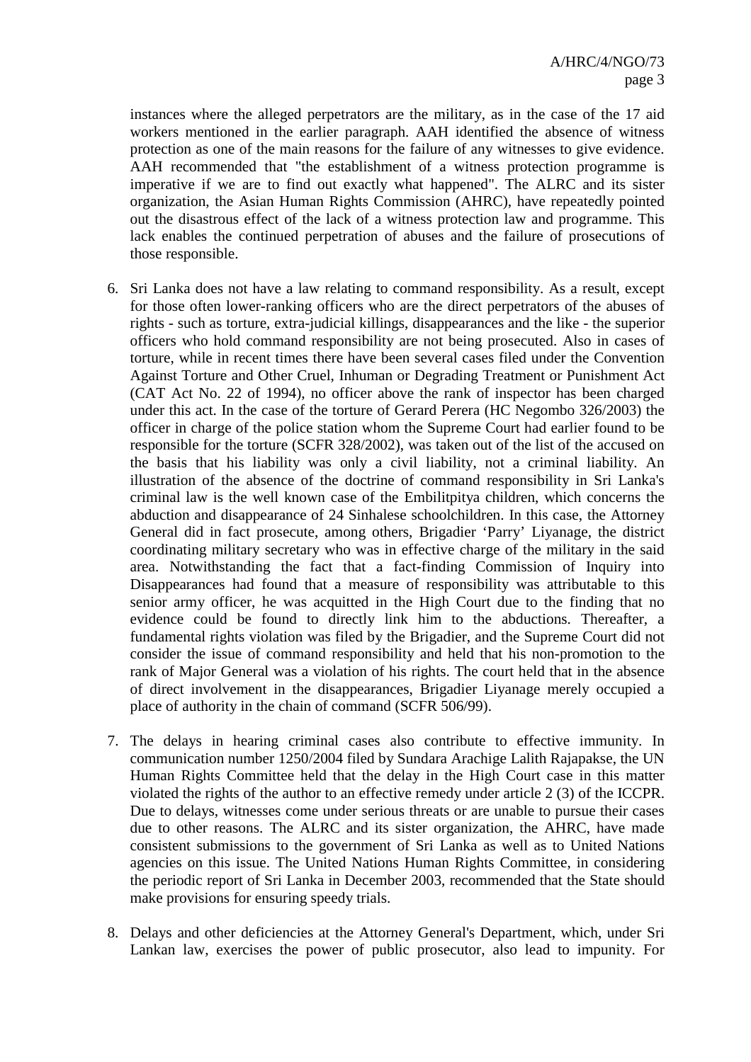instances where the alleged perpetrators are the military, as in the case of the 17 aid workers mentioned in the earlier paragraph. AAH identified the absence of witness protection as one of the main reasons for the failure of any witnesses to give evidence. AAH recommended that "the establishment of a witness protection programme is imperative if we are to find out exactly what happened". The ALRC and its sister organization, the Asian Human Rights Commission (AHRC), have repeatedly pointed out the disastrous effect of the lack of a witness protection law and programme. This lack enables the continued perpetration of abuses and the failure of prosecutions of those responsible.

6. Sri Lanka does not have a law relating to command responsibility. As a result, except for those often lower-ranking officers who are the direct perpetrators of the abuses of rights - such as torture, extra-judicial killings, disappearances and the like - the superior officers who hold command responsibility are not being prosecuted. Also in cases of torture, while in recent times there have been several cases filed under the Convention Against Torture and Other Cruel, Inhuman or Degrading Treatment or Punishment Act (CAT Act No. 22 of 1994), no officer above the rank of inspector has been charged under this act. In the case of the torture of Gerard Perera (HC Negombo 326/2003) the officer in charge of the police station whom the Supreme Court had earlier found to be responsible for the torture (SCFR 328/2002), was taken out of the list of the accused on the basis that his liability was only a civil liability, not a criminal liability. An illustration of the absence of the doctrine of command responsibility in Sri Lanka's criminal law is the well known case of the Embilitpitya children, which concerns the abduction and disappearance of 24 Sinhalese schoolchildren. In this case, the Attorney General did in fact prosecute, among others, Brigadier 'Parry' Liyanage, the district coordinating military secretary who was in effective charge of the military in the said area. Notwithstanding the fact that a fact-finding Commission of Inquiry into Disappearances had found that a measure of responsibility was attributable to this senior army officer, he was acquitted in the High Court due to the finding that no evidence could be found to directly link him to the abductions. Thereafter, a fundamental rights violation was filed by the Brigadier, and the Supreme Court did not consider the issue of command responsibility and held that his non-promotion to the rank of Major General was a violation of his rights. The court held that in the absence of direct involvement in the disappearances, Brigadier Liyanage merely occupied a place of authority in the chain of command (SCFR 506/99).

7. The delays in hearing criminal cases also contribute to effective immunity. In communication number 1250/2004 filed by Sundara Arachige Lalith Rajapakse, the UN Human Rights Committee held that the delay in the High Court case in this matter violated the rights of the author to an effective remedy under article 2 (3) of the ICCPR. Due to delays, witnesses come under serious threats or are unable to pursue their cases due to other reasons. The ALRC and its sister organization, the AHRC, have made consistent submissions to the government of Sri Lanka as well as to United Nations agencies on this issue. The United Nations Human Rights Committee, in considering the periodic report of Sri Lanka in December 2003, recommended that the State should make provisions for ensuring speedy trials.

8. Delays and other deficiencies at the Attorney General's Department, which, under Sri Lankan law, exercises the power of public prosecutor, also lead to impunity. For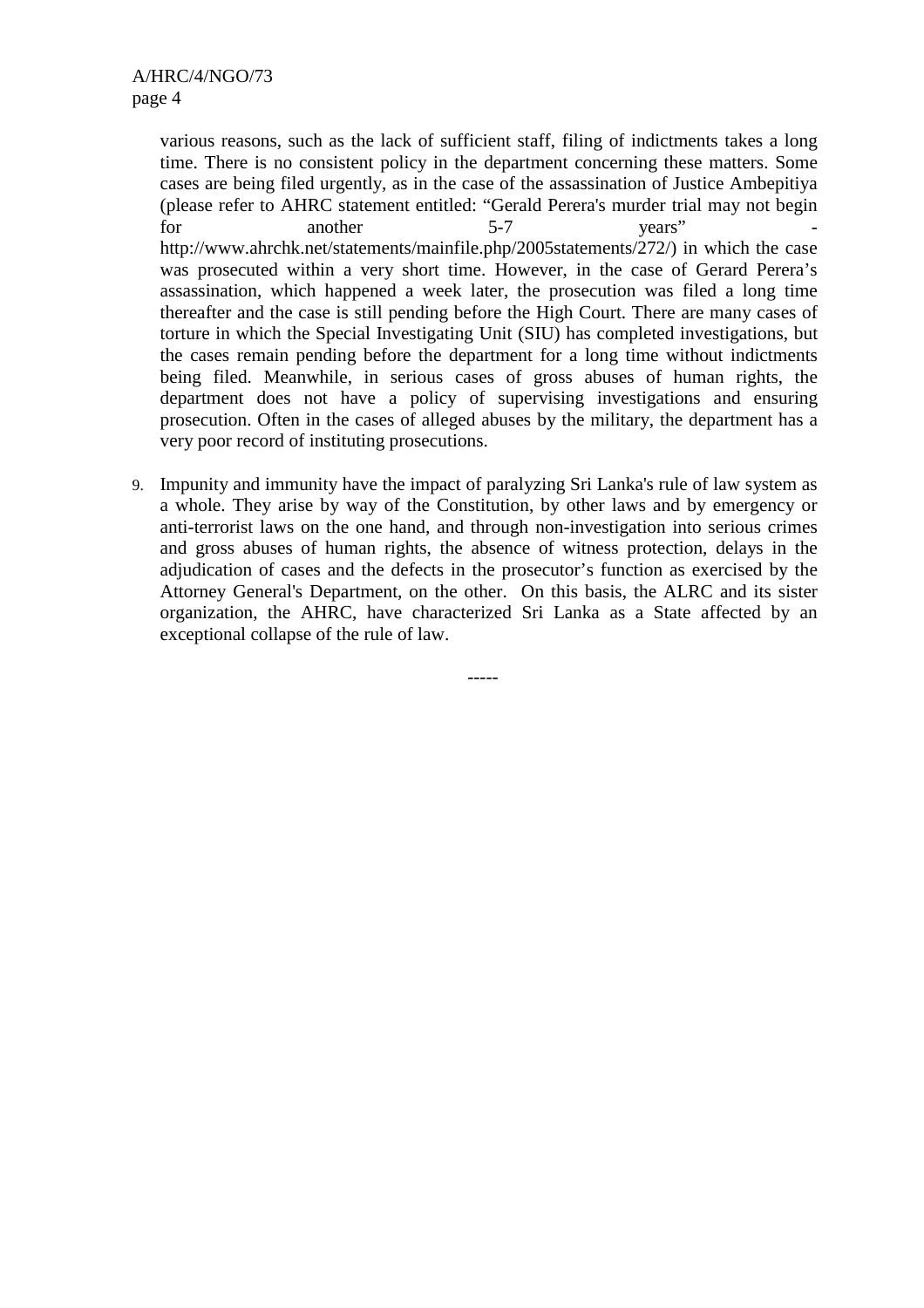various reasons, such as the lack of sufficient staff, filing of indictments takes a long time. There is no consistent policy in the department concerning these matters. Some cases are being filed urgently, as in the case of the assassination of Justice Ambepitiya (please refer to AHRC statement entitled: "Gerald Perera's murder trial may not begin for another 5-7 years" - http://www.ahrchk.net/statements/mainfile.php/2005statements/272/) in which the case was prosecuted within a very short time. However, in the case of Gerard Perera's assassination, which happened a week later, the prosecution was filed a long time thereafter and the case is still pending before the High Court. There are many cases of torture in which the Special Investigating Unit (SIU) has completed investigations, but the cases remain pending before the department for a long time without indictments being filed. Meanwhile, in serious cases of gross abuses of human rights, the department does not have a policy of supervising investigations and ensuring prosecution. Often in the cases of alleged abuses by the military, the department has a very poor record of instituting prosecutions.

9. Impunity and immunity have the impact of paralyzing Sri Lanka's rule of law system as a whole. They arise by way of the Constitution, by other laws and by emergency or anti-terrorist laws on the one hand, and through non-investigation into serious crimes and gross abuses of human rights, the absence of witness protection, delays in the adjudication of cases and the defects in the prosecutor's function as exercised by the Attorney General's Department, on the other. On this basis, the ALRC and its sister organization, the AHRC, have characterized Sri Lanka as a State affected by an exceptional collapse of the rule of law.

-----